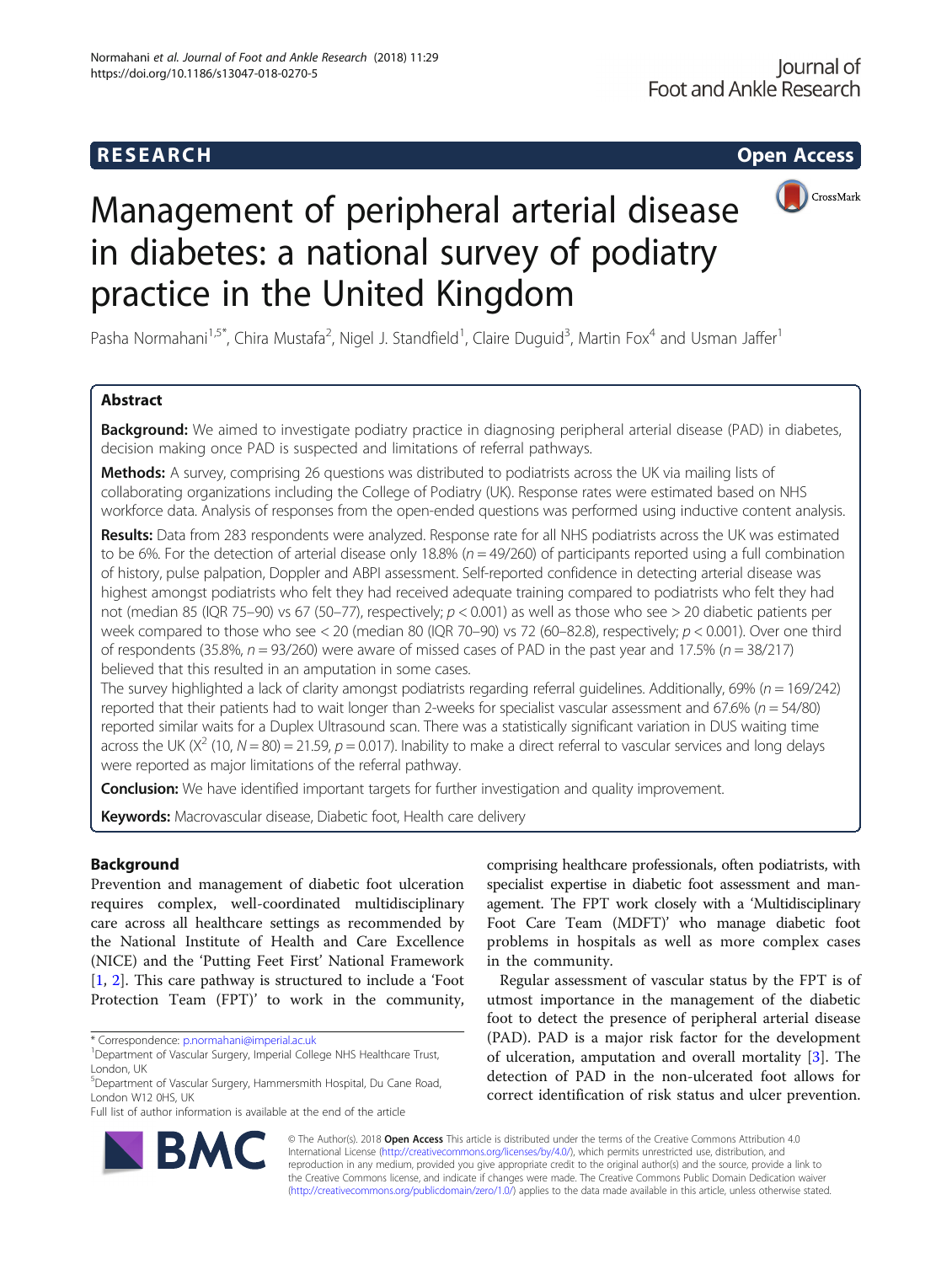**RESEARCH** **Open Access**

# Management of peripheral arterial disease in diabetes: a national survey of podiatry practice in the United Kingdom

Pasha Normahani[1,5*], Chira Mustafa[2], Nigel J. Standfield[1], Claire Duguid[3], Martin Fox[4] and Usman Jaffer[1]

## Abstract

**Background:** We aimed to investigate podiatry practice in diagnosing peripheral arterial disease (PAD) in diabetes, decision making once PAD is suspected and limitations of referral pathways.

**Methods:** A survey, comprising 26 questions was distributed to podiatrists across the UK via mailing lists of collaborating organizations including the College of Podiatry (UK). Response rates were estimated based on NHS workforce data. Analysis of responses from the open-ended questions was performed using inductive content analysis.

**Results:** Data from 283 respondents were analyzed. Response rate for all NHS podiatrists across the UK was estimated to be 6%. For the detection of arterial disease only 18.8% ($n = 49/260$) of participants reported using a full combination of history, pulse palpation, Doppler and ABPI assessment. Self-reported confidence in detecting arterial disease was highest amongst podiatrists who felt they had received adequate training compared to podiatrists who felt they had not (median 85 (IQR 75–90) vs 67 (50–77), respectively; $p < 0.001$) as well as those who see > 20 diabetic patients per week compared to those who see < 20 (median 80 (IQR 70–90) vs 72 (60–82.8), respectively; $p < 0.001$). Over one third of respondents (35.8%, $n = 93/260$) were aware of missed cases of PAD in the past year and 17.5% ($n = 38/217$) believed that this resulted in an amputation in some cases.

The survey highlighted a lack of clarity amongst podiatrists regarding referral guidelines. Additionally, 69% ($n = 169/242$) reported that their patients had to wait longer than 2-weeks for specialist vascular assessment and 67.6% ($n = 54/80$) reported similar waits for a Duplex Ultrasound scan. There was a statistically significant variation in DUS waiting time across the UK ($X^2$ (10, $N = 80$) = 21.59, $p = 0.017$). Inability to make a direct referral to vascular services and long delays were reported as major limitations of the referral pathway.

**Conclusion:** We have identified important targets for further investigation and quality improvement.

**Keywords:** Macrovascular disease, Diabetic foot, Health care delivery

## Background

Prevention and management of diabetic foot ulceration requires complex, well-coordinated multidisciplinary care across all healthcare settings as recommended by the National Institute of Health and Care Excellence (NICE) and the 'Putting Feet First' National Framework [1, 2]. This care pathway is structured to include a 'Foot Protection Team (FPT)' to work in the community, comprising healthcare professionals, often podiatrists, with specialist expertise in diabetic foot assessment and management. The FPT work closely with a 'Multidisciplinary Foot Care Team (MDFT)' who manage diabetic foot problems in hospitals as well as more complex cases in the community.

Regular assessment of vascular status by the FPT is of utmost importance in the management of the diabetic foot to detect the presence of peripheral arterial disease (PAD). PAD is a major risk factor for the development of ulceration, amputation and overall mortality [3]. The detection of PAD in the non-ulcerated foot allows for correct identification of risk status and ulcer prevention.

* Correspondence: p.normahani@imperial.ac.uk
[1]Department of Vascular Surgery, Imperial College NHS Healthcare Trust, London, UK
[5]Department of Vascular Surgery, Hammersmith Hospital, Du Cane Road, London W12 0HS, UK
Full list of author information is available at the end of the article

© The Author(s). 2018 **Open Access** This article is distributed under the terms of the Creative Commons Attribution 4.0 International License (http://creativecommons.org/licenses/by/4.0/), which permits unrestricted use, distribution, and reproduction in any medium, provided you give appropriate credit to the original author(s) and the source, provide a link to the Creative Commons license, and indicate if changes were made. The Creative Commons Public Domain Dedication waiver (http://creativecommons.org/publicdomain/zero/1.0/) applies to the data made available in this article, unless otherwise stated.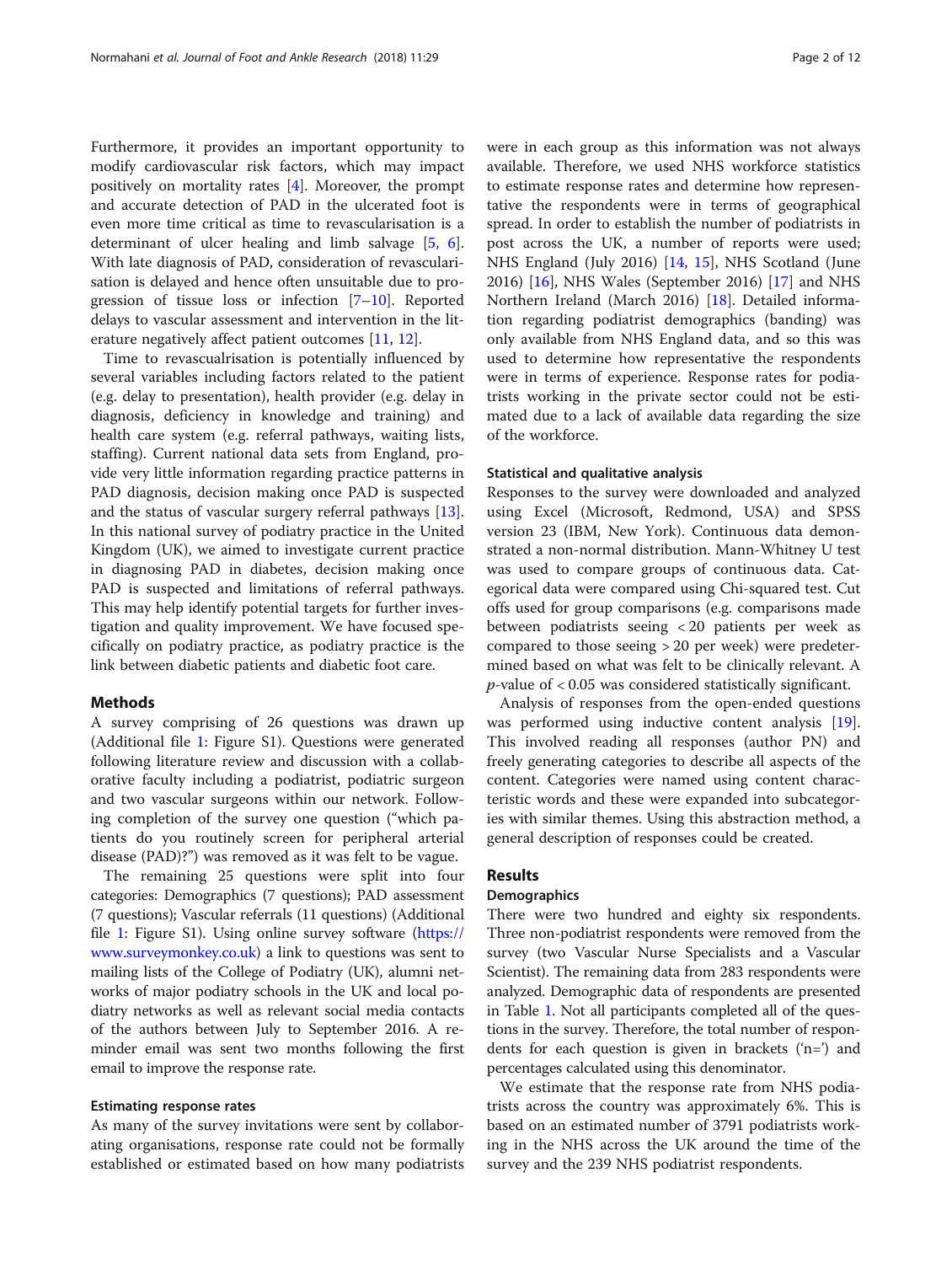Furthermore, it provides an important opportunity to modify cardiovascular risk factors, which may impact positively on mortality rates [4]. Moreover, the prompt and accurate detection of PAD in the ulcerated foot is even more time critical as time to revascularisation is a determinant of ulcer healing and limb salvage [5, 6]. With late diagnosis of PAD, consideration of revascularisation is delayed and hence often unsuitable due to progression of tissue loss or infection [7–10]. Reported delays to vascular assessment and intervention in the literature negatively affect patient outcomes [11, 12].

Time to revascualrisation is potentially influenced by several variables including factors related to the patient (e.g. delay to presentation), health provider (e.g. delay in diagnosis, deficiency in knowledge and training) and health care system (e.g. referral pathways, waiting lists, staffing). Current national data sets from England, provide very little information regarding practice patterns in PAD diagnosis, decision making once PAD is suspected and the status of vascular surgery referral pathways [13]. In this national survey of podiatry practice in the United Kingdom (UK), we aimed to investigate current practice in diagnosing PAD in diabetes, decision making once PAD is suspected and limitations of referral pathways. This may help identify potential targets for further investigation and quality improvement. We have focused specifically on podiatry practice, as podiatry practice is the link between diabetic patients and diabetic foot care.

## Methods

A survey comprising of 26 questions was drawn up (Additional file 1: Figure S1). Questions were generated following literature review and discussion with a collaborative faculty including a podiatrist, podiatric surgeon and two vascular surgeons within our network. Following completion of the survey one question ("which patients do you routinely screen for peripheral arterial disease (PAD)?") was removed as it was felt to be vague.

The remaining 25 questions were split into four categories: Demographics (7 questions); PAD assessment (7 questions); Vascular referrals (11 questions) (Additional file 1: Figure S1). Using online survey software (https://www.surveymonkey.co.uk) a link to questions was sent to mailing lists of the College of Podiatry (UK), alumni networks of major podiatry schools in the UK and local podiatry networks as well as relevant social media contacts of the authors between July to September 2016. A reminder email was sent two months following the first email to improve the response rate.

### Estimating response rates

As many of the survey invitations were sent by collaborating organisations, response rate could not be formally established or estimated based on how many podiatrists were in each group as this information was not always available. Therefore, we used NHS workforce statistics to estimate response rates and determine how representative the respondents were in terms of geographical spread. In order to establish the number of podiatrists in post across the UK, a number of reports were used; NHS England (July 2016) [14, 15], NHS Scotland (June 2016) [16], NHS Wales (September 2016) [17] and NHS Northern Ireland (March 2016) [18]. Detailed information regarding podiatrist demographics (banding) was only available from NHS England data, and so this was used to determine how representative the respondents were in terms of experience. Response rates for podiatrists working in the private sector could not be estimated due to a lack of available data regarding the size of the workforce.

### Statistical and qualitative analysis

Responses to the survey were downloaded and analyzed using Excel (Microsoft, Redmond, USA) and SPSS version 23 (IBM, New York). Continuous data demonstrated a non-normal distribution. Mann-Whitney U test was used to compare groups of continuous data. Categorical data were compared using Chi-squared test. Cut offs used for group comparisons (e.g. comparisons made between podiatrists seeing < 20 patients per week as compared to those seeing > 20 per week) were predetermined based on what was felt to be clinically relevant. A $p$-value of $< 0.05$ was considered statistically significant.

Analysis of responses from the open-ended questions was performed using inductive content analysis [19]. This involved reading all responses (author PN) and freely generating categories to describe all aspects of the content. Categories were named using content characteristic words and these were expanded into subcategories with similar themes. Using this abstraction method, a general description of responses could be created.

## Results

### Demographics

There were two hundred and eighty six respondents. Three non-podiatrist respondents were removed from the survey (two Vascular Nurse Specialists and a Vascular Scientist). The remaining data from 283 respondents were analyzed. Demographic data of respondents are presented in Table 1. Not all participants completed all of the questions in the survey. Therefore, the total number of respondents for each question is given in brackets ('n=') and percentages calculated using this denominator.

We estimate that the response rate from NHS podiatrists across the country was approximately 6%. This is based on an estimated number of 3791 podiatrists working in the NHS across the UK around the time of the survey and the 239 NHS podiatrist respondents.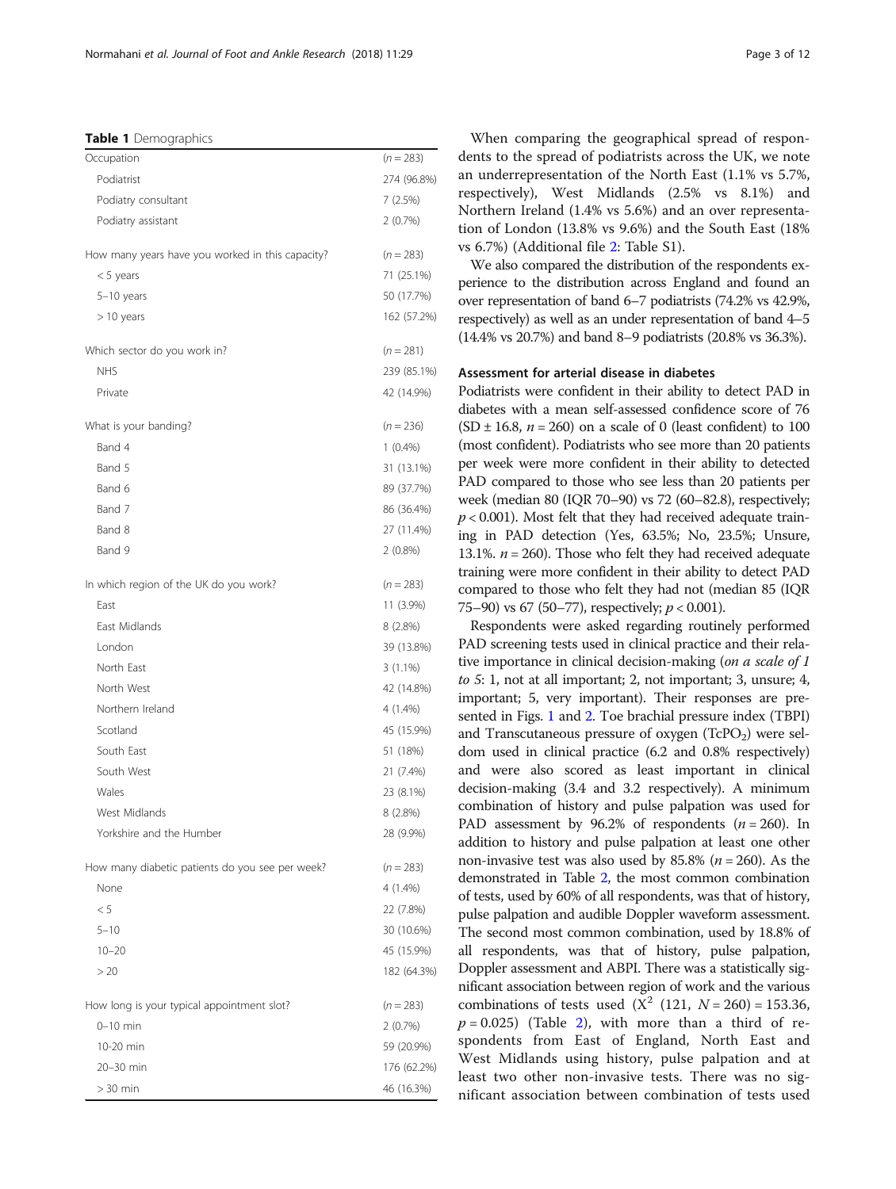**Table 1** Demographics

| | |
|---|---|
| Occupation | ($n$ = 283) |
| Podiatrist | 274 (96.8%) |
| Podiatry consultant | 7 (2.5%) |
| Podiatry assistant | 2 (0.7%) |
| How many years have you worked in this capacity? | ($n$ = 283) |
| < 5 years | 71 (25.1%) |
| 5–10 years | 50 (17.7%) |
| > 10 years | 162 (57.2%) |
| Which sector do you work in? | ($n$ = 281) |
| NHS | 239 (85.1%) |
| Private | 42 (14.9%) |
| What is your banding? | ($n$ = 236) |
| Band 4 | 1 (0.4%) |
| Band 5 | 31 (13.1%) |
| Band 6 | 89 (37.7%) |
| Band 7 | 86 (36.4%) |
| Band 8 | 27 (11.4%) |
| Band 9 | 2 (0.8%) |
| In which region of the UK do you work? | ($n$ = 283) |
| East | 11 (3.9%) |
| East Midlands | 8 (2.8%) |
| London | 39 (13.8%) |
| North East | 3 (1.1%) |
| North West | 42 (14.8%) |
| Northern Ireland | 4 (1.4%) |
| Scotland | 45 (15.9%) |
| South East | 51 (18%) |
| South West | 21 (7.4%) |
| Wales | 23 (8.1%) |
| West Midlands | 8 (2.8%) |
| Yorkshire and the Humber | 28 (9.9%) |
| How many diabetic patients do you see per week? | ($n$ = 283) |
| None | 4 (1.4%) |
| < 5 | 22 (7.8%) |
| 5–10 | 30 (10.6%) |
| 10–20 | 45 (15.9%) |
| > 20 | 182 (64.3%) |
| How long is your typical appointment slot? | ($n$ = 283) |
| 0–10 min | 2 (0.7%) |
| 10-20 min | 59 (20.9%) |
| 20–30 min | 176 (62.2%) |
| > 30 min | 46 (16.3%) |

When comparing the geographical spread of respondents to the spread of podiatrists across the UK, we note an underrepresentation of the North East (1.1% vs 5.7%, respectively), West Midlands (2.5% vs 8.1%) and Northern Ireland (1.4% vs 5.6%) and an over representation of London (13.8% vs 9.6%) and the South East (18% vs 6.7%) (Additional file 2: Table S1).

We also compared the distribution of the respondents experience to the distribution across England and found an over representation of band 6–7 podiatrists (74.2% vs 42.9%, respectively) as well as an under representation of band 4–5 (14.4% vs 20.7%) and band 8–9 podiatrists (20.8% vs 36.3%).

### Assessment for arterial disease in diabetes

Podiatrists were confident in their ability to detect PAD in diabetes with a mean self-assessed confidence score of 76 (SD ± 16.8, $n$ = 260) on a scale of 0 (least confident) to 100 (most confident). Podiatrists who see more than 20 patients per week were more confident in their ability to detected PAD compared to those who see less than 20 patients per week (median 80 (IQR 70–90) vs 72 (60–82.8), respectively; $p < 0.001$). Most felt that they had received adequate training in PAD detection (Yes, 63.5%; No, 23.5%; Unsure, 13.1%. $n$ = 260). Those who felt they had received adequate training were more confident in their ability to detect PAD compared to those who felt they had not (median 85 (IQR 75–90) vs 67 (50–77), respectively; $p < 0.001$).

Respondents were asked regarding routinely performed PAD screening tests used in clinical practice and their relative importance in clinical decision-making (*on a scale of 1 to 5*: 1, not at all important; 2, not important; 3, unsure; 4, important; 5, very important). Their responses are presented in Figs. 1 and 2. Toe brachial pressure index (TBPI) and Transcutaneous pressure of oxygen ($TcPO_2$) were seldom used in clinical practice (6.2 and 0.8% respectively) and were also scored as least important in clinical decision-making (3.4 and 3.2 respectively). A minimum combination of history and pulse palpation was used for PAD assessment by 96.2% of respondents ($n$ = 260). In addition to history and pulse palpation at least one other non-invasive test was also used by 85.8% ($n$ = 260). As the demonstrated in Table 2, the most common combination of tests, used by 60% of all respondents, was that of history, pulse palpation and audible Doppler waveform assessment. The second most common combination, used by 18.8% of all respondents, was that of history, pulse palpation, Doppler assessment and ABPI. There was a statistically significant association between region of work and the various combinations of tests used ($X^2$ (121, $N$ = 260) = 153.36, $p = 0.025$) (Table 2), with more than a third of respondents from East of England, North East and West Midlands using history, pulse palpation and at least two other non-invasive tests. There was no significant association between combination of tests used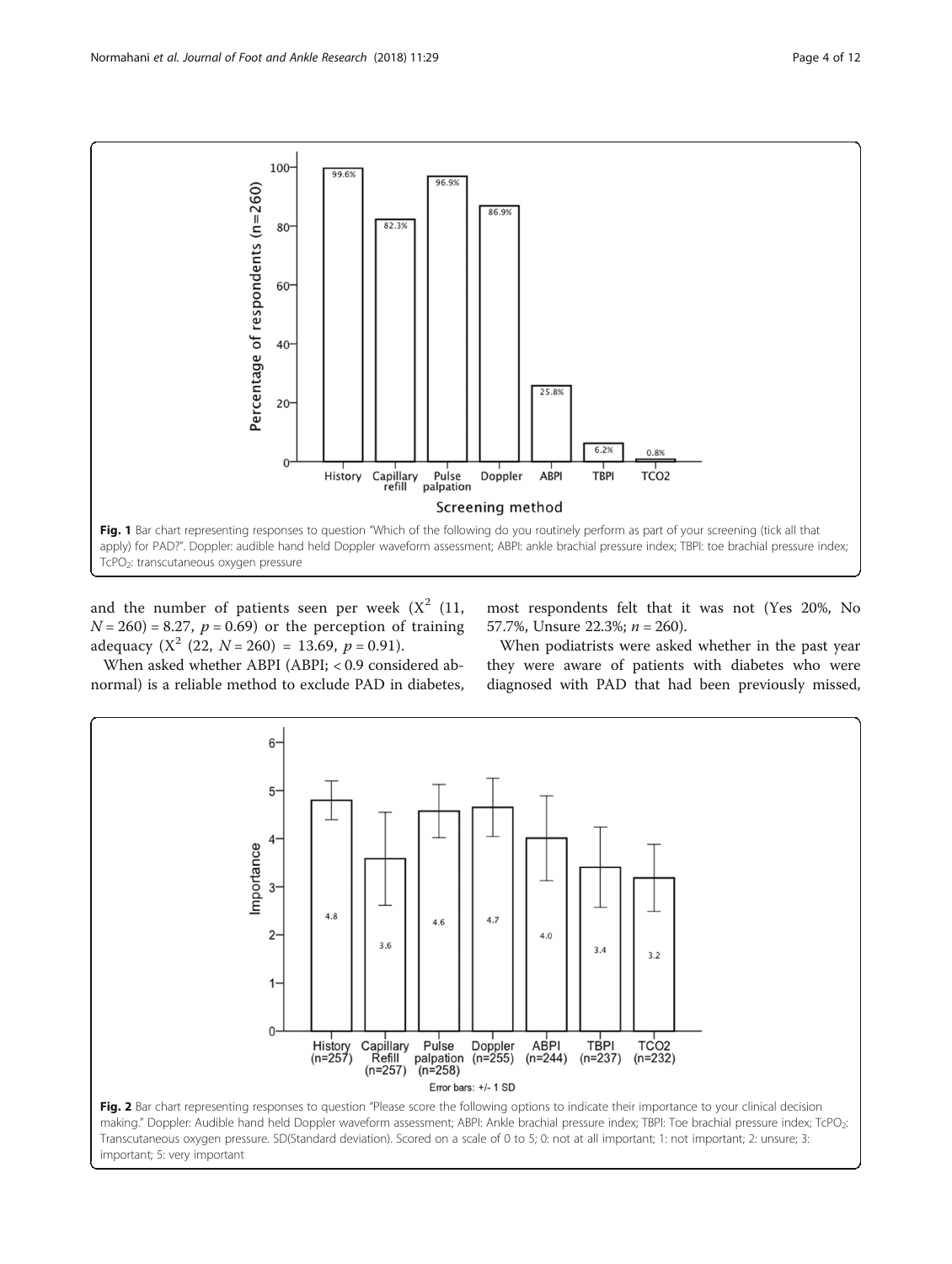Fig. 1 Bar chart representing responses to question "Which of the following do you routinely perform as part of your screening (tick all that apply) for PAD?". Doppler: audible hand held Doppler waveform assessment; ABPI: ankle brachial pressure index; TBPI: toe brachial pressure index; $TcPO_2$: transcutaneous oxygen pressure

and the number of patients seen per week ($X^2$ (11, $N = 260$) = 8.27, $p = 0.69$) or the perception of training adequacy ($X^2$ (22, $N = 260$) = 13.69, $p = 0.91$).

When asked whether ABPI (ABPI; < 0.9 considered abnormal) is a reliable method to exclude PAD in diabetes, most respondents felt that it was not (Yes 20%, No 57.7%, Unsure 22.3%; $n = 260$).

When podiatrists were asked whether in the past year they were aware of patients with diabetes who were diagnosed with PAD that had been previously missed,

Fig. 2 Bar chart representing responses to question "Please score the following options to indicate their importance to your clinical decision making." Doppler: Audible hand held Doppler waveform assessment; ABPI: Ankle brachial pressure index; TBPI: Toe brachial pressure index; $TcPO_2$: Transcutaneous oxygen pressure. SD(Standard deviation). Scored on a scale of 0 to 5; 0: not at all important; 1: not important; 2: unsure; 3: important; 5: very important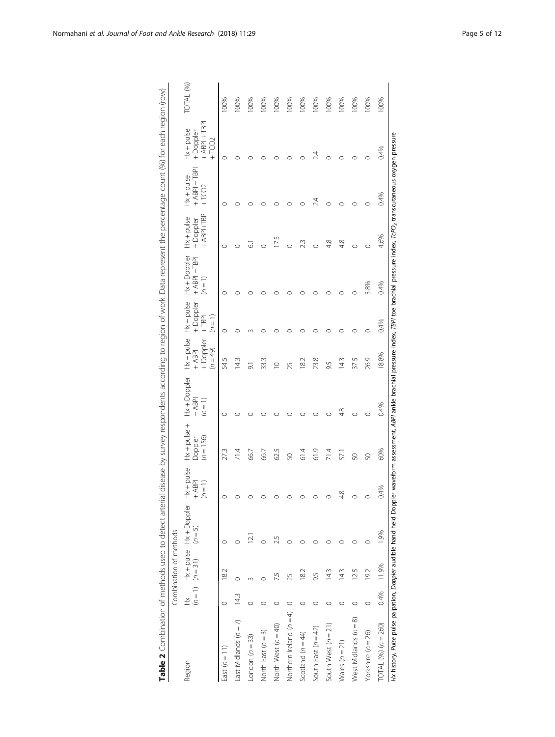**Table 2** Combination of methods used to detect arterial disease by survey respondents according to region of work. Data represent the percentage count (%) for each region (row)

| Region | Combination of methods | | | | | | | | | | | | | TOTAL (%) |
|---|---|---|---|---|---|---|---|---|---|---|---|---|---|---|
| | Hx (n = 1) | Hx + pulse (n = 31) | Hx + Doppler (n = 5) | Hx + pulse + ABPI (n = 1) | Hx + pulse + Doppler (n = 156) | Hx + Doppler + ABPI (n = 1) | Hx + pulse + ABPI + Doppler (n = 49) | Hx + pulse + Doppler + TBPI (n = 1) | Hx + Doppler + ABPI + TBPI (n = 1) | Hx + pulse + Doppler + ABPI+TBPI | Hx + pulse + ABPI + TBPI + TCO2 | Hx + pulse + Doppler + ABPI + TBPI + TCO2 | | |
| East (n = 11) | 0 | 18.2 | 0 | 0 | 27.3 | 0 | 54.5 | 0 | 0 | 0 | 0 | 0 | | 100% |
| East Midlands (n = 7) | 14.3 | 0 | 0 | 0 | 71.4 | 0 | 14.3 | 0 | 0 | 0 | 0 | 0 | | 100% |
| London (n = 33) | 0 | 3 | 12.1 | 0 | 66.7 | 0 | 9.1 | 3 | 0 | 6.1 | 0 | 0 | | 100% |
| North East (n = 3) | 0 | 0 | 0 | 0 | 66.7 | 0 | 33.3 | 0 | 0 | 0 | 0 | 0 | | 100% |
| North West (n = 40) | 0 | 7.5 | 2.5 | 0 | 62.5 | 0 | 10 | 0 | 0 | 17.5 | 0 | 0 | | 100% |
| Northern Ireland (n = 4) | 0 | 25 | 0 | 0 | 50 | 0 | 25 | 0 | 0 | 0 | 0 | 0 | | 100% |
| Scotland (n = 44) | 0 | 18.2 | 0 | 0 | 61.4 | 0 | 18.2 | 0 | 0 | 2.3 | 0 | 0 | | 100% |
| South East (n = 42) | 0 | 9.5 | 0 | 0 | 61.9 | 0 | 23.8 | 0 | 0 | 0 | 2.4 | 2.4 | | 100% |
| South West (n = 21) | 0 | 14.3 | 0 | 0 | 71.4 | 0 | 9.5 | 0 | 0 | 4.8 | 0 | 0 | | 100% |
| Wales (n = 21) | 0 | 14.3 | 0 | 4.8 | 57.1 | 4.8 | 14.3 | 0 | 0 | 4.8 | 0 | 0 | | 100% |
| West Midlands (n = 8) | 0 | 12.5 | 0 | 0 | 50 | 0 | 37.5 | 0 | 0 | 0 | 0 | 0 | | 100% |
| Yorkshire (n = 26) | 0 | 19.2 | 0 | 0 | 50 | 0 | 26.9 | 0 | 3.8% | 0 | 0 | 0 | | 100% |
| TOTAL (%) (n = 260) | 0.4% | 11.9% | 1.9% | 0.4% | 60% | 0.4% | 18.8% | 0.4% | 0.4% | 4.6% | 0.4% | 0.4% | | 100% |

*Hx* history, *Pulse* pulse palpation, *Doppler* audible hand held Doppler waveform assessment, *ABPI* ankle brachial pressure index, *TBPI* toe brachial pressure index, *TcPO*$_2$ transcutaneous oxygen pressure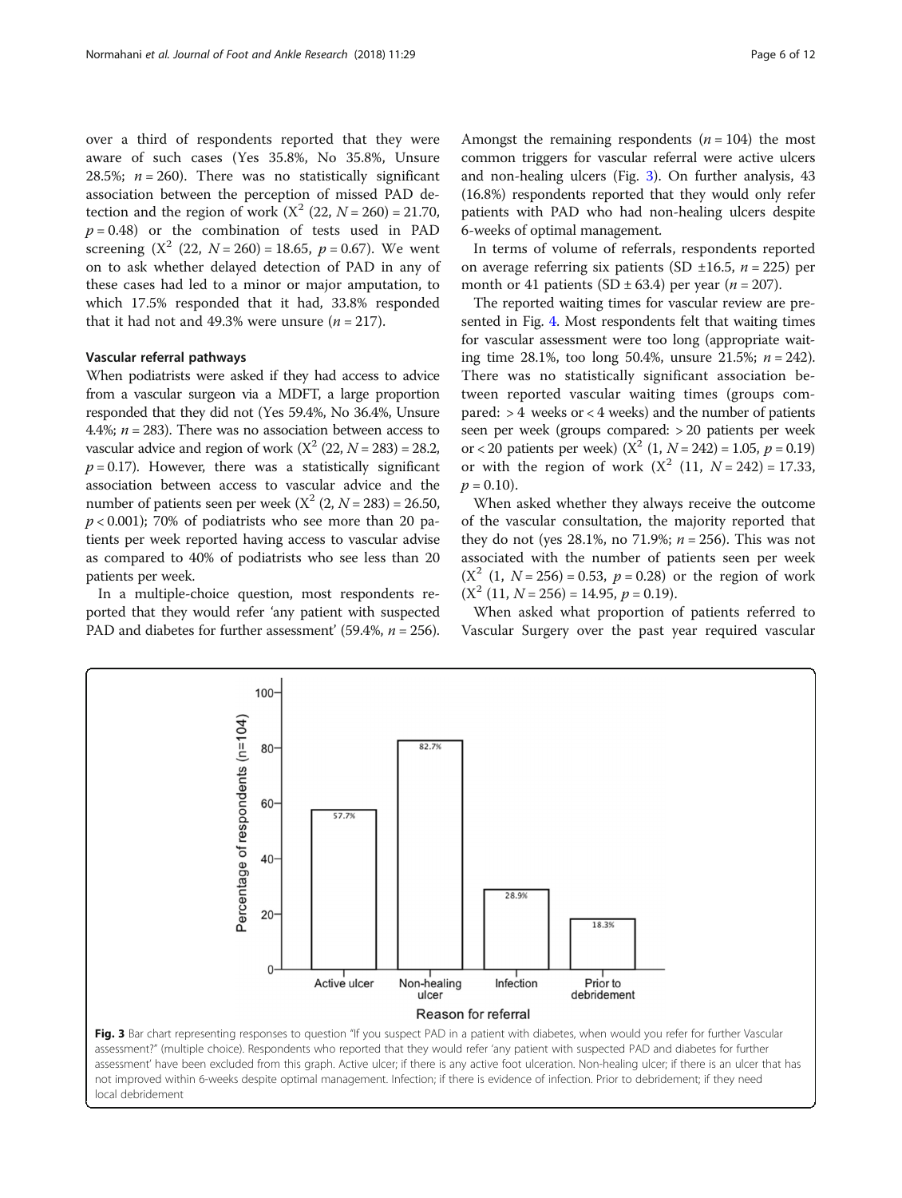over a third of respondents reported that they were aware of such cases (Yes 35.8%, No 35.8%, Unsure 28.5%; $n = 260$). There was no statistically significant association between the perception of missed PAD detection and the region of work ($X^2$ (22, $N = 260$) = 21.70, $p = 0.48$) or the combination of tests used in PAD screening ($X^2$ (22, $N = 260$) = 18.65, $p = 0.67$). We went on to ask whether delayed detection of PAD in any of these cases had led to a minor or major amputation, to which 17.5% responded that it had, 33.8% responded that it had not and 49.3% were unsure ($n = 217$).

### Vascular referral pathways

When podiatrists were asked if they had access to advice from a vascular surgeon via a MDFT, a large proportion responded that they did not (Yes 59.4%, No 36.4%, Unsure 4.4%; $n = 283$). There was no association between access to vascular advice and region of work ($X^2$ (22, $N = 283$) = 28.2, $p = 0.17$). However, there was a statistically significant association between access to vascular advice and the number of patients seen per week ($X^2$ (2, $N = 283$) = 26.50, $p < 0.001$); 70% of podiatrists who see more than 20 patients per week reported having access to vascular advise as compared to 40% of podiatrists who see less than 20 patients per week.

In a multiple-choice question, most respondents reported that they would refer 'any patient with suspected PAD and diabetes for further assessment' (59.4%, $n = 256$). Amongst the remaining respondents ($n = 104$) the most common triggers for vascular referral were active ulcers and non-healing ulcers (Fig. 3). On further analysis, 43 (16.8%) respondents reported that they would only refer patients with PAD who had non-healing ulcers despite 6-weeks of optimal management.

In terms of volume of referrals, respondents reported on average referring six patients (SD ±16.5, $n = 225$) per month or 41 patients (SD ± 63.4) per year ($n = 207$).

The reported waiting times for vascular review are presented in Fig. 4. Most respondents felt that waiting times for vascular assessment were too long (appropriate waiting time 28.1%, too long 50.4%, unsure 21.5%; $n = 242$). There was no statistically significant association between reported vascular waiting times (groups compared: > 4 weeks or < 4 weeks) and the number of patients seen per week (groups compared: > 20 patients per week or < 20 patients per week) ($X^2$ (1, $N = 242$) = 1.05, $p = 0.19$) or with the region of work ($X^2$ (11, $N = 242$) = 17.33, $p = 0.10$).

When asked whether they always receive the outcome of the vascular consultation, the majority reported that they do not (yes 28.1%, no 71.9%; $n = 256$). This was not associated with the number of patients seen per week ($X^2$ (1, $N = 256$) = 0.53, $p = 0.28$) or the region of work ($X^2$ (11, $N = 256$) = 14.95, $p = 0.19$).

When asked what proportion of patients referred to Vascular Surgery over the past year required vascular

**Fig. 3** Bar chart representing responses to question "If you suspect PAD in a patient with diabetes, when would you refer for further Vascular assessment?" (multiple choice). Respondents who reported that they would refer 'any patient with suspected PAD and diabetes for further assessment' have been excluded from this graph. Active ulcer; if there is any active foot ulceration. Non-healing ulcer; if there is an ulcer that has not improved within 6-weeks despite optimal management. Infection; if there is evidence of infection. Prior to debridement; if they need local debridement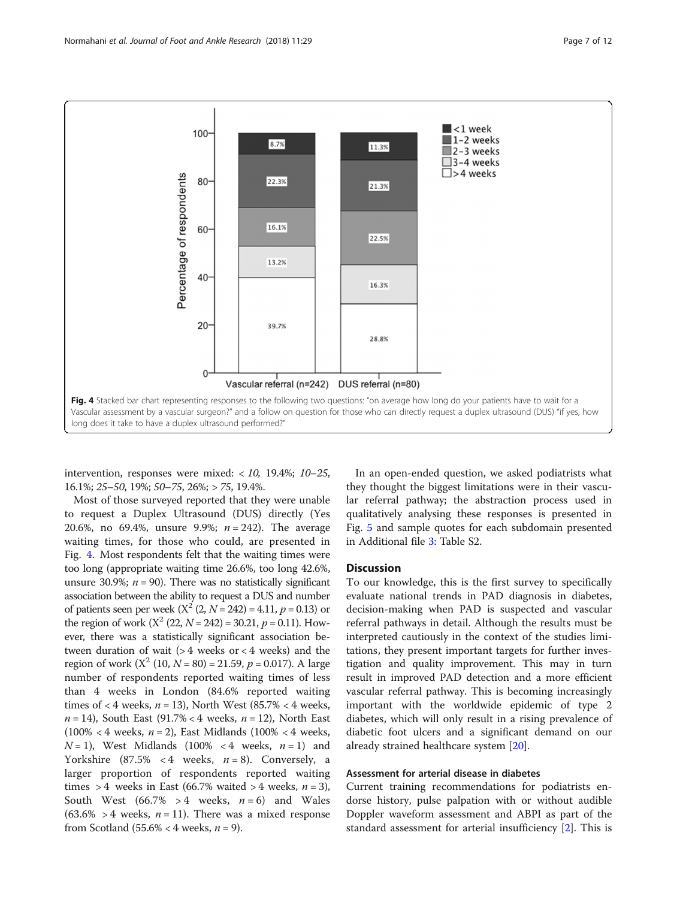Fig. 4 Stacked bar chart representing responses to the following two questions: "on average how long do your patients have to wait for a Vascular assessment by a vascular surgeon?" and a follow on question for those who can directly request a duplex ultrasound (DUS) "if yes, how long does it take to have a duplex ultrasound performed?"

intervention, responses were mixed: *< 10*, 19.4%; *10–25*, 16.1%; *25–50*, 19%; *50–75*, 26%; *> 75*, 19.4%.

Most of those surveyed reported that they were unable to request a Duplex Ultrasound (DUS) directly (Yes 20.6%, no 69.4%, unsure 9.9%; $n = 242$). The average waiting times, for those who could, are presented in Fig. 4. Most respondents felt that the waiting times were too long (appropriate waiting time 26.6%, too long 42.6%, unsure 30.9%; $n = 90$). There was no statistically significant association between the ability to request a DUS and number of patients seen per week ($X^2$ (2, $N = 242$) = 4.11, $p = 0.13$) or the region of work ($X^2$ (22, $N = 242$) = 30.21, $p = 0.11$). However, there was a statistically significant association between duration of wait (> 4 weeks or < 4 weeks) and the region of work ($X^2$ (10, $N = 80$) = 21.59, $p = 0.017$). A large number of respondents reported waiting times of less than 4 weeks in London (84.6% reported waiting times of < 4 weeks, $n = 13$), North West (85.7% < 4 weeks, $n = 14$), South East (91.7% < 4 weeks, $n = 12$), North East (100% < 4 weeks, $n = 2$), East Midlands (100% < 4 weeks, $N = 1$), West Midlands (100% < 4 weeks, $n = 1$) and Yorkshire (87.5% < 4 weeks, $n = 8$). Conversely, a larger proportion of respondents reported waiting times > 4 weeks in East (66.7% waited > 4 weeks, $n = 3$), South West (66.7% > 4 weeks, $n = 6$) and Wales (63.6% > 4 weeks, $n = 11$). There was a mixed response from Scotland (55.6% < 4 weeks, $n = 9$).

In an open-ended question, we asked podiatrists what they thought the biggest limitations were in their vascular referral pathway; the abstraction process used in qualitatively analysing these responses is presented in Fig. 5 and sample quotes for each subdomain presented in Additional file 3: Table S2.

## Discussion

To our knowledge, this is the first survey to specifically evaluate national trends in PAD diagnosis in diabetes, decision-making when PAD is suspected and vascular referral pathways in detail. Although the results must be interpreted cautiously in the context of the studies limitations, they present important targets for further investigation and quality improvement. This may in turn result in improved PAD detection and a more efficient vascular referral pathway. This is becoming increasingly important with the worldwide epidemic of type 2 diabetes, which will only result in a rising prevalence of diabetic foot ulcers and a significant demand on our already strained healthcare system [20].

### Assessment for arterial disease in diabetes

Current training recommendations for podiatrists endorse history, pulse palpation with or without audible Doppler waveform assessment and ABPI as part of the standard assessment for arterial insufficiency [2]. This is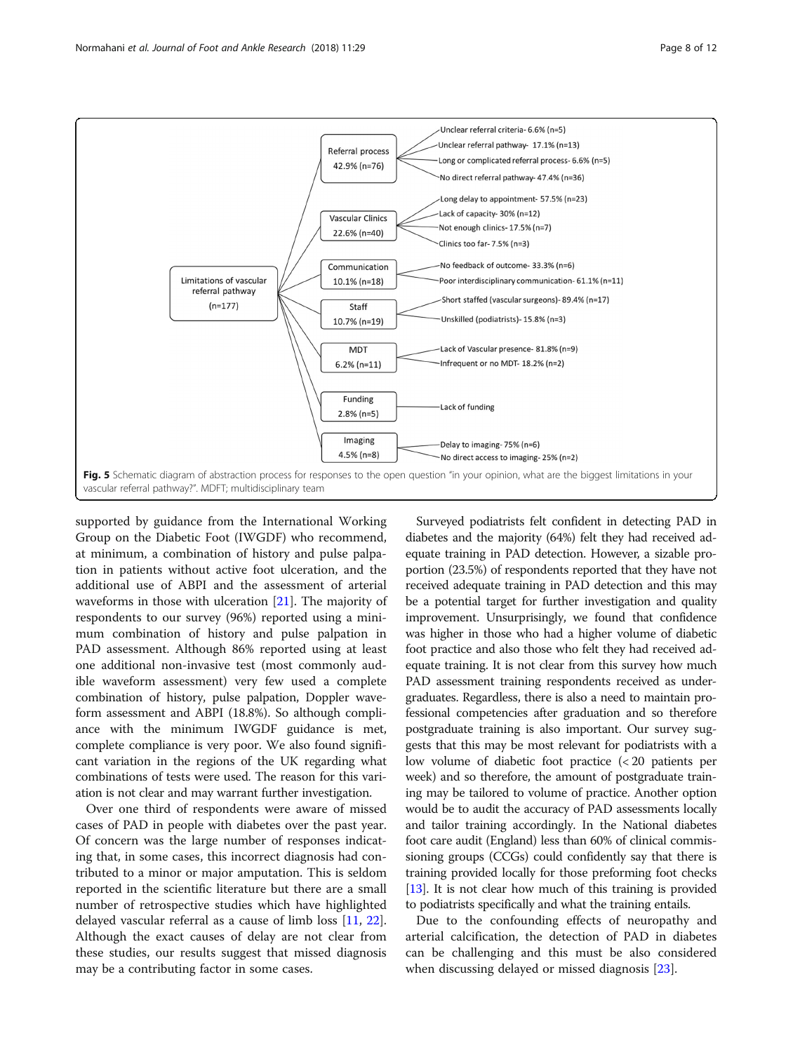- Limitations of vascular referral pathway (n=177)
  - Referral process 42.9% (n=76)
    - Unclear referral criteria- 6.6% (n=5)
    - Unclear referral pathway- 17.1% (n=13)
    - Long or complicated referral process- 6.6% (n=5)
    - No direct referral pathway- 47.4% (n=36)
  - Vascular Clinics 22.6% (n=40)
    - Long delay to appointment- 57.5% (n=23)
    - Lack of capacity- 30% (n=12)
    - Not enough clinics- 17.5% (n=7)
    - Clinics too far- 7.5% (n=3)
  - Communication 10.1% (n=18)
    - No feedback of outcome- 33.3% (n=6)
    - Poor interdisciplinary communication- 61.1% (n=11)
  - Staff 10.7% (n=19)
    - Short staffed (vascular surgeons)- 89.4% (n=17)
    - Unskilled (podiatrists)- 15.8% (n=3)
  - MDT 6.2% (n=11)
    - Lack of Vascular presence- 81.8% (n=9)
    - Infrequent or no MDT- 18.2% (n=2)
  - Funding 2.8% (n=5)
    - Lack of funding
  - Imaging 4.5% (n=8)
    - Delay to imaging- 75% (n=6)
    - No direct access to imaging- 25% (n=2)

**Fig. 5** Schematic diagram of abstraction process for responses to the open question "in your opinion, what are the biggest limitations in your vascular referral pathway?". MDFT; multidisciplinary team

supported by guidance from the International Working Group on the Diabetic Foot (IWGDF) who recommend, at minimum, a combination of history and pulse palpation in patients without active foot ulceration, and the additional use of ABPI and the assessment of arterial waveforms in those with ulceration [21]. The majority of respondents to our survey (96%) reported using a minimum combination of history and pulse palpation in PAD assessment. Although 86% reported using at least one additional non-invasive test (most commonly audible waveform assessment) very few used a complete combination of history, pulse palpation, Doppler waveform assessment and ABPI (18.8%). So although compliance with the minimum IWGDF guidance is met, complete compliance is very poor. We also found significant variation in the regions of the UK regarding what combinations of tests were used. The reason for this variation is not clear and may warrant further investigation.

Over one third of respondents were aware of missed cases of PAD in people with diabetes over the past year. Of concern was the large number of responses indicating that, in some cases, this incorrect diagnosis had contributed to a minor or major amputation. This is seldom reported in the scientific literature but there are a small number of retrospective studies which have highlighted delayed vascular referral as a cause of limb loss [11, 22]. Although the exact causes of delay are not clear from these studies, our results suggest that missed diagnosis may be a contributing factor in some cases.

Surveyed podiatrists felt confident in detecting PAD in diabetes and the majority (64%) felt they had received adequate training in PAD detection. However, a sizable proportion (23.5%) of respondents reported that they have not received adequate training in PAD detection and this may be a potential target for further investigation and quality improvement. Unsurprisingly, we found that confidence was higher in those who had a higher volume of diabetic foot practice and also those who felt they had received adequate training. It is not clear from this survey how much PAD assessment training respondents received as undergraduates. Regardless, there is also a need to maintain professional competencies after graduation and so therefore postgraduate training is also important. Our survey suggests that this may be most relevant for podiatrists with a low volume of diabetic foot practice (< 20 patients per week) and so therefore, the amount of postgraduate training may be tailored to volume of practice. Another option would be to audit the accuracy of PAD assessments locally and tailor training accordingly. In the National diabetes foot care audit (England) less than 60% of clinical commissioning groups (CCGs) could confidently say that there is training provided locally for those preforming foot checks [13]. It is not clear how much of this training is provided to podiatrists specifically and what the training entails.

Due to the confounding effects of neuropathy and arterial calcification, the detection of PAD in diabetes can be challenging and this must be also considered when discussing delayed or missed diagnosis [23].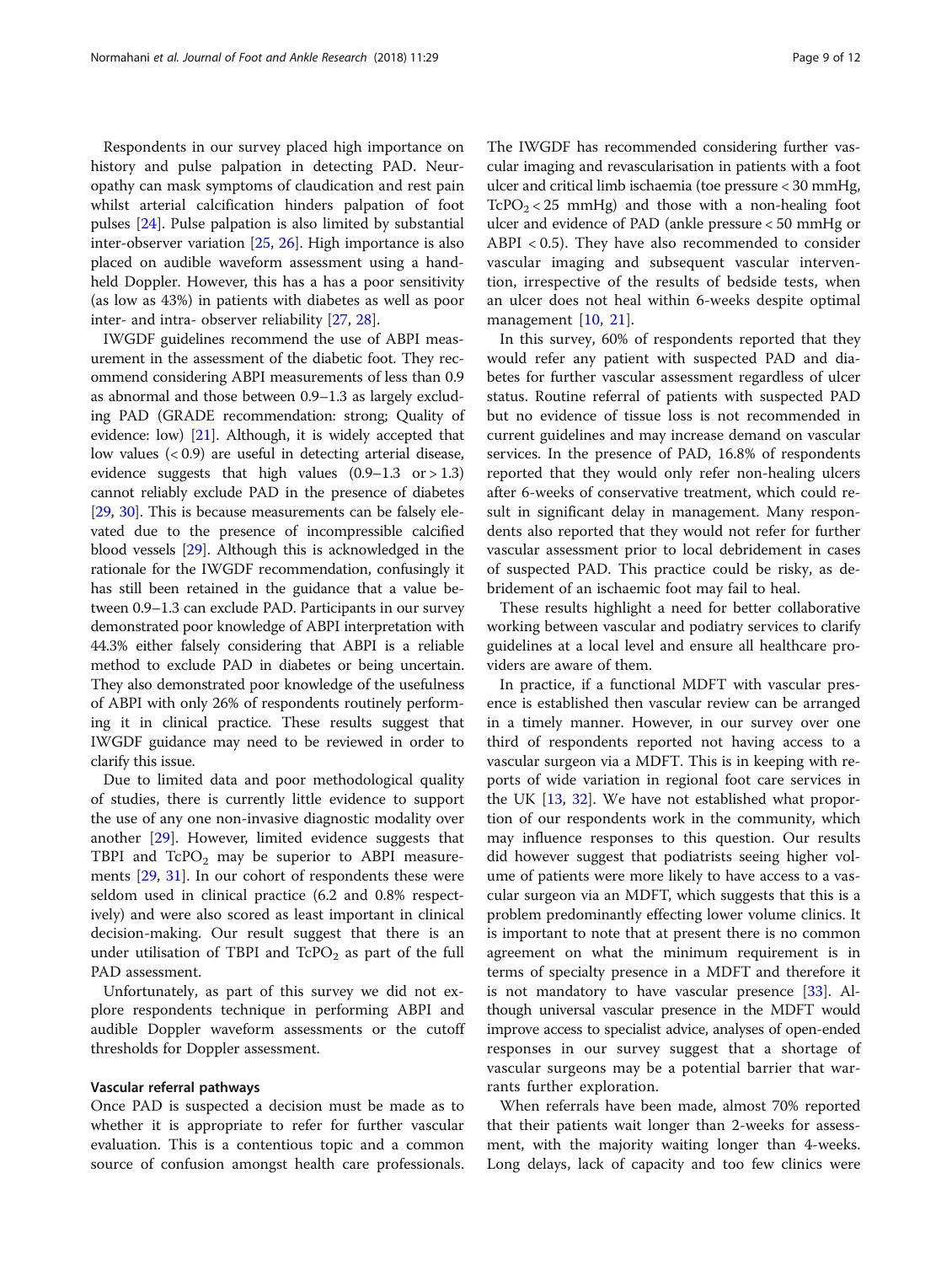Respondents in our survey placed high importance on history and pulse palpation in detecting PAD. Neuropathy can mask symptoms of claudication and rest pain whilst arterial calcification hinders palpation of foot pulses [24]. Pulse palpation is also limited by substantial inter-observer variation [25, 26]. High importance is also placed on audible waveform assessment using a handheld Doppler. However, this has a has a poor sensitivity (as low as 43%) in patients with diabetes as well as poor inter- and intra- observer reliability [27, 28].

IWGDF guidelines recommend the use of ABPI measurement in the assessment of the diabetic foot. They recommend considering ABPI measurements of less than 0.9 as abnormal and those between 0.9–1.3 as largely excluding PAD (GRADE recommendation: strong; Quality of evidence: low) [21]. Although, it is widely accepted that low values (< 0.9) are useful in detecting arterial disease, evidence suggests that high values (0.9–1.3 or > 1.3) cannot reliably exclude PAD in the presence of diabetes [29, 30]. This is because measurements can be falsely elevated due to the presence of incompressible calcified blood vessels [29]. Although this is acknowledged in the rationale for the IWGDF recommendation, confusingly it has still been retained in the guidance that a value between 0.9–1.3 can exclude PAD. Participants in our survey demonstrated poor knowledge of ABPI interpretation with 44.3% either falsely considering that ABPI is a reliable method to exclude PAD in diabetes or being uncertain. They also demonstrated poor knowledge of the usefulness of ABPI with only 26% of respondents routinely performing it in clinical practice. These results suggest that IWGDF guidance may need to be reviewed in order to clarify this issue.

Due to limited data and poor methodological quality of studies, there is currently little evidence to support the use of any one non-invasive diagnostic modality over another [29]. However, limited evidence suggests that TBPI and $TcPO_2$ may be superior to ABPI measurements [29, 31]. In our cohort of respondents these were seldom used in clinical practice (6.2 and 0.8% respectively) and were also scored as least important in clinical decision-making. Our result suggest that there is an under utilisation of TBPI and $TcPO_2$ as part of the full PAD assessment.

Unfortunately, as part of this survey we did not explore respondents technique in performing ABPI and audible Doppler waveform assessments or the cutoff thresholds for Doppler assessment.

### Vascular referral pathways

Once PAD is suspected a decision must be made as to whether it is appropriate to refer for further vascular evaluation. This is a contentious topic and a common source of confusion amongst health care professionals. The IWGDF has recommended considering further vascular imaging and revascularisation in patients with a foot ulcer and critical limb ischaemia (toe pressure < 30 mmHg, $TcPO_2$ < 25 mmHg) and those with a non-healing foot ulcer and evidence of PAD (ankle pressure < 50 mmHg or ABPI < 0.5). They have also recommended to consider vascular imaging and subsequent vascular intervention, irrespective of the results of bedside tests, when an ulcer does not heal within 6-weeks despite optimal management [10, 21].

In this survey, 60% of respondents reported that they would refer any patient with suspected PAD and diabetes for further vascular assessment regardless of ulcer status. Routine referral of patients with suspected PAD but no evidence of tissue loss is not recommended in current guidelines and may increase demand on vascular services. In the presence of PAD, 16.8% of respondents reported that they would only refer non-healing ulcers after 6-weeks of conservative treatment, which could result in significant delay in management. Many respondents also reported that they would not refer for further vascular assessment prior to local debridement in cases of suspected PAD. This practice could be risky, as debridement of an ischaemic foot may fail to heal.

These results highlight a need for better collaborative working between vascular and podiatry services to clarify guidelines at a local level and ensure all healthcare providers are aware of them.

In practice, if a functional MDFT with vascular presence is established then vascular review can be arranged in a timely manner. However, in our survey over one third of respondents reported not having access to a vascular surgeon via a MDFT. This is in keeping with reports of wide variation in regional foot care services in the UK [13, 32]. We have not established what proportion of our respondents work in the community, which may influence responses to this question. Our results did however suggest that podiatrists seeing higher volume of patients were more likely to have access to a vascular surgeon via an MDFT, which suggests that this is a problem predominantly effecting lower volume clinics. It is important to note that at present there is no common agreement on what the minimum requirement is in terms of specialty presence in a MDFT and therefore it is not mandatory to have vascular presence [33]. Although universal vascular presence in the MDFT would improve access to specialist advice, analyses of open-ended responses in our survey suggest that a shortage of vascular surgeons may be a potential barrier that warrants further exploration.

When referrals have been made, almost 70% reported that their patients wait longer than 2-weeks for assessment, with the majority waiting longer than 4-weeks. Long delays, lack of capacity and too few clinics were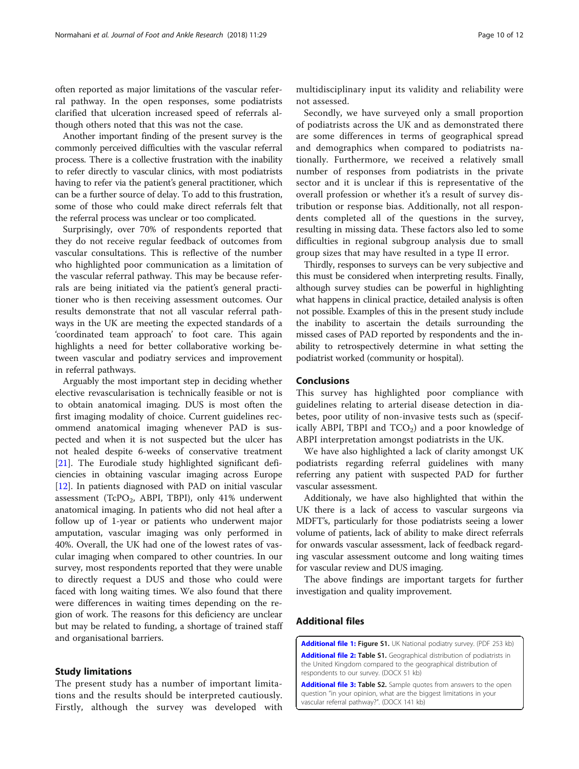often reported as major limitations of the vascular referral pathway. In the open responses, some podiatrists clarified that ulceration increased speed of referrals although others noted that this was not the case.

Another important finding of the present survey is the commonly perceived difficulties with the vascular referral process. There is a collective frustration with the inability to refer directly to vascular clinics, with most podiatrists having to refer via the patient's general practitioner, which can be a further source of delay. To add to this frustration, some of those who could make direct referrals felt that the referral process was unclear or too complicated.

Surprisingly, over 70% of respondents reported that they do not receive regular feedback of outcomes from vascular consultations. This is reflective of the number who highlighted poor communication as a limitation of the vascular referral pathway. This may be because referrals are being initiated via the patient's general practitioner who is then receiving assessment outcomes. Our results demonstrate that not all vascular referral pathways in the UK are meeting the expected standards of a 'coordinated team approach' to foot care. This again highlights a need for better collaborative working between vascular and podiatry services and improvement in referral pathways.

Arguably the most important step in deciding whether elective revascularisation is technically feasible or not is to obtain anatomical imaging. DUS is most often the first imaging modality of choice. Current guidelines recommend anatomical imaging whenever PAD is suspected and when it is not suspected but the ulcer has not healed despite 6-weeks of conservative treatment [21]. The Eurodiale study highlighted significant deficiencies in obtaining vascular imaging across Europe [12]. In patients diagnosed with PAD on initial vascular assessment ($TcPO_2$, ABPI, TBPI), only 41% underwent anatomical imaging. In patients who did not heal after a follow up of 1-year or patients who underwent major amputation, vascular imaging was only performed in 40%. Overall, the UK had one of the lowest rates of vascular imaging when compared to other countries. In our survey, most respondents reported that they were unable to directly request a DUS and those who could were faced with long waiting times. We also found that there were differences in waiting times depending on the region of work. The reasons for this deficiency are unclear but may be related to funding, a shortage of trained staff and organisational barriers.

## Study limitations

The present study has a number of important limitations and the results should be interpreted cautiously. Firstly, although the survey was developed with multidisciplinary input its validity and reliability were not assessed.

Secondly, we have surveyed only a small proportion of podiatrists across the UK and as demonstrated there are some differences in terms of geographical spread and demographics when compared to podiatrists nationally. Furthermore, we received a relatively small number of responses from podiatrists in the private sector and it is unclear if this is representative of the overall profession or whether it's a result of survey distribution or response bias. Additionally, not all respondents completed all of the questions in the survey, resulting in missing data. These factors also led to some difficulties in regional subgroup analysis due to small group sizes that may have resulted in a type II error.

Thirdly, responses to surveys can be very subjective and this must be considered when interpreting results. Finally, although survey studies can be powerful in highlighting what happens in clinical practice, detailed analysis is often not possible. Examples of this in the present study include the inability to ascertain the details surrounding the missed cases of PAD reported by respondents and the inability to retrospectively determine in what setting the podiatrist worked (community or hospital).

## Conclusions

This survey has highlighted poor compliance with guidelines relating to arterial disease detection in diabetes, poor utility of non-invasive tests such as (specifically ABPI, TBPI and $TCO_2$) and a poor knowledge of ABPI interpretation amongst podiatrists in the UK.

We have also highlighted a lack of clarity amongst UK podiatrists regarding referral guidelines with many referring any patient with suspected PAD for further vascular assessment.

Additionaly, we have also highlighted that within the UK there is a lack of access to vascular surgeons via MDFT's, particularly for those podiatrists seeing a lower volume of patients, lack of ability to make direct referrals for onwards vascular assessment, lack of feedback regarding vascular assessment outcome and long waiting times for vascular review and DUS imaging.

The above findings are important targets for further investigation and quality improvement.

## Additional files

**Additional file 1: Figure S1.** UK National podiatry survey. (PDF 253 kb)

**Additional file 2: Table S1.** Geographical distribution of podiatrists in the United Kingdom compared to the geographical distribution of respondents to our survey. (DOCX 51 kb)

**Additional file 3: Table S2.** Sample quotes from answers to the open question "in your opinion, what are the biggest limitations in your vascular referral pathway?". (DOCX 141 kb)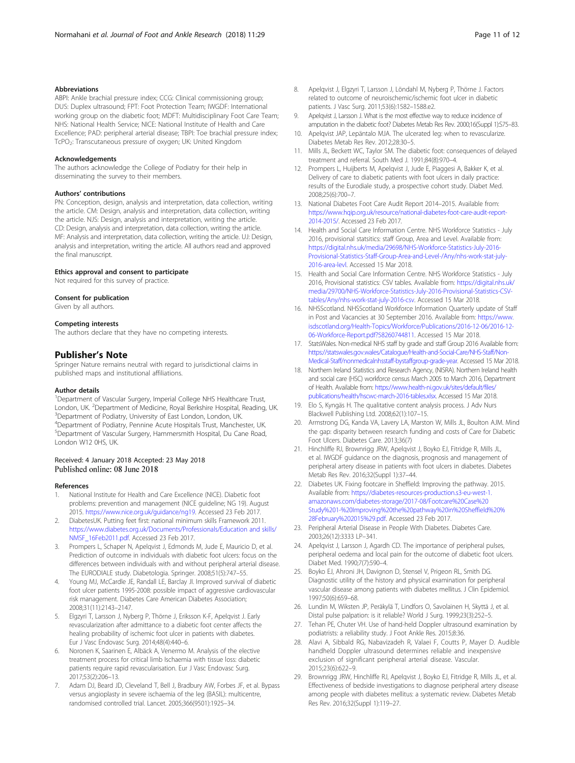### Abbreviations

ABPI: Ankle brachial pressure index; CCG: Clinical commissioning group; DUS: Duplex ultrasound; FPT: Foot Protection Team; IWGDF: International working group on the diabetic foot; MDFT: Multidisciplinary Foot Care Team; NHS: National Health Service; NICE: National Institute of Health and Care Excellence; PAD: peripheral arterial disease; TBPI: Toe brachial pressure index; $TcPO_2$: Transcutaneous pressure of oxygen; UK: United Kingdom

### Acknowledgements

The authors acknowledge the College of Podiatry for their help in disseminating the survey to their members.

### Authors' contributions

PN: Conception, design, analysis and interpretation, data collection, writing the article. CM: Design, analysis and interpretation, data collection, writing the article. NJS: Design, analysis and interpretation, writing the article. CD: Design, analysis and interpretation, data collection, writing the article. MF: Analysis and interpretation, data collection, writing the article. UJ: Design, analysis and interpretation, writing the article. All authors read and approved the final manuscript.

### Ethics approval and consent to participate

Not required for this survey of practice.

### Consent for publication

Given by all authors.

### Competing interests

The authors declare that they have no competing interests.

## Publisher's Note

Springer Nature remains neutral with regard to jurisdictional claims in published maps and institutional affiliations.

### Author details

[1]Department of Vascular Surgery, Imperial College NHS Healthcare Trust, London, UK. [2]Department of Medicine, Royal Berkshire Hospital, Reading, UK. [3]Department of Podiatry, University of East London, London, UK. [4]Department of Podiatry, Pennine Acute Hospitals Trust, Manchester, UK. [5]Department of Vascular Surgery, Hammersmith Hospital, Du Cane Road, London W12 0HS, UK.

Received: 4 January 2018 Accepted: 23 May 2018
Published online: 08 June 2018

### References

1. National Institute for Health and Care Excellence (NICE). Diabetic foot problems: prevention and management (NICE guideline; NG 19). August 2015. https://www.nice.org.uk/guidance/ng19. Accessed 23 Feb 2017.
2. DiabetesUK. Putting feet first: national minimum skills Framework 2011. https://www.diabetes.org.uk/Documents/Professionals/Education and skills/NMSF_16Feb2011.pdf. Accessed 23 Feb 2017.
3. Prompers L, Schaper N, Apelqvist J, Edmonds M, Jude E, Mauricio D, et al. Prediction of outcome in individuals with diabetic foot ulcers: focus on the differences between individuals with and without peripheral arterial disease. The EURODIALE study. Diabetologia. Springer. 2008;51(5):747–55.
4. Young MJ, McCardle JE, Randall LE, Barclay JI. Improved survival of diabetic foot ulcer patients 1995-2008: possible impact of aggressive cardiovascular risk management. Diabetes Care American Diabetes Association; 2008;31(11):2143–2147.
5. Elgzyri T, Larsson J, Nyberg P, Thörne J, Eriksson K-F, Apelqvist J. Early revascularization after admittance to a diabetic foot center affects the healing probability of ischemic foot ulcer in patients with diabetes. Eur J Vasc Endovasc Surg. 2014;48(4):440–6.
6. Noronen K, Saarinen E, Albäck A, Venermo M. Analysis of the elective treatment process for critical limb Ischaemia with tissue loss: diabetic patients require rapid revascularisation. Eur J Vasc Endovasc Surg. 2017;53(2):206–13.
7. Adam DJ, Beard JD, Cleveland T, Bell J, Bradbury AW, Forbes JF, et al. Bypass versus angioplasty in severe ischaemia of the leg (BASIL): multicentre, randomised controlled trial. Lancet. 2005;366(9501):1925–34.
8. Apelqvist J, Elgzyri T, Larsson J, Löndahl M, Nyberg P, Thörne J. Factors related to outcome of neuroischemic/ischemic foot ulcer in diabetic patients. J Vasc Surg. 2011;53(6):1582–1588.e2.
9. Apelqvist J, Larsson J. What is the most effective way to reduce incidence of amputation in the diabetic foot? Diabetes Metab Res Rev. 2000;16(Suppl 1):S75–83.
10. Apelqvist JAP, Lepäntalo MJA. The ulcerated leg: when to revascularize. Diabetes Metab Res Rev. 2012;28:30–5.
11. Mills JL, Beckett WC, Taylor SM. The diabetic foot: consequences of delayed treatment and referral. South Med J. 1991;84(8):970–4.
12. Prompers L, Huijberts M, Apelqvist J, Jude E, Piaggesi A, Bakker K, et al. Delivery of care to diabetic patients with foot ulcers in daily practice: results of the Eurodiale study, a prospective cohort study. Diabet Med. 2008;25(6):700–7.
13. National Diabetes Foot Care Audit Report 2014–2015. Available from: https://www.hqip.org.uk/resource/national-diabetes-foot-care-audit-report-2014-2015/. Accessed 23 Feb 2017.
14. Health and Social Care Information Centre. NHS Workforce Statistics - July 2016, provisional statsitics: staff Group, Area and Level. Available from: https://digital.nhs.uk/media/29698/NHS-Workforce-Statistics-July-2016-Provisional-Statistics-Staff-Group-Area-and-Level-/Any/nhs-work-stat-july-2016-area-levl. Accessed 15 Mar 2018.
15. Health and Social Care Information Centre. NHS Workforce Statistics - July 2016, Provisional statistics: CSV tables. Available from: https://digital.nhs.uk/media/29700/NHS-Workforce-Statistics-July-2016-Provisional-Statistics-CSV-tables/Any/nhs-work-stat-july-2016-csv. Accessed 15 Mar 2018.
16. NHSScotland. NHSScotland Workforce Information Quarterly update of Staff in Post and Vacancies at 30 September 2016. Available from: https://www.isdscotland.org/Health-Topics/Workforce/Publications/2016-12-06/2016-12-06-Workforce-Report.pdf?58260744811. Accessed 15 Mar 2018.
17. StatsWales. Non-medical NHS staff by grade and staff Group 2016 Available from: https://statswales.gov.wales/Catalogue/Health-and-Social-Care/NHS-Staff/Non-Medical-Staff/nonmedicalnhsstaff-bystaffgroup-grade-year. Accessed 15 Mar 2018.
18. Northern Ireland Statistics and Research Agency, (NISRA). Northern Ireland health and social care (HSC) workforce census March 2005 to March 2016, Department of Health. Available from: https://www.health-ni.gov.uk/sites/default/files/publications/health/hscwc-march-2016-tables.xlsx. Accessed 15 Mar 2018.
19. Elo S, Kyngäs H. The qualitative content analysis process. J Adv Nurs Blackwell Publishing Ltd. 2008;62(1):107–15.
20. Armstrong DG, Kanda VA, Lavery LA, Marston W, Mills JL, Boulton AJM. Mind the gap: disparity between research funding and costs of Care for Diabetic Foot Ulcers. Diabetes Care. 2013;36(7)
21. Hinchliffe RJ, Brownrigg JRW, Apelqvist J, Boyko EJ, Fitridge R, Mills JL, et al. IWGDF guidance on the diagnosis, prognosis and management of peripheral artery disease in patients with foot ulcers in diabetes. Diabetes Metab Res Rev. 2016;32(Suppl 1):37–44.
22. Diabetes UK. Fixing footcare in Sheffield: Improving the pathway. 2015. Available from: https://diabetes-resources-production.s3-eu-west-1.amazonaws.com/diabetes-storage/2017-08/Footcare%20Case%20Study%201-%20Improving%20the%20pathway%20in%20Sheffield%20%28February%202015%29.pdf. Accessed 23 Feb 2017.
23. Peripheral Arterial Disease in People With Diabetes. Diabetes Care. 2003;26(12):3333 LP–341.
24. Apelqvist J, Larsson J, Agardh CD. The importance of peripheral pulses, peripheral oedema and local pain for the outcome of diabetic foot ulcers. Diabet Med. 1990;7(7):590–4.
25. Boyko EJ, Ahroni JH, Davignon D, Stensel V, Prigeon RL, Smith DG. Diagnostic utility of the history and physical examination for peripheral vascular disease among patients with diabetes mellitus. J Clin Epidemiol. 1997;50(6):659–68.
26. Lundin M, Wiksten JP, Peräkylä T, Lindfors O, Savolainen H, Skyttä J, et al. Distal pulse palpation: is it reliable? World J Surg. 1999;23(3):252–5.
27. Tehan PE, Chuter VH. Use of hand-held Doppler ultrasound examination by podiatrists: a reliability study. J Foot Ankle Res. 2015;8:36.
28. Alavi A, Sibbald RG, Nabavizadeh R, Valaei F, Coutts P, Mayer D. Audible handheld Doppler ultrasound determines reliable and inexpensive exclusion of significant peripheral arterial disease. Vascular. 2015;23(6):622–9.
29. Brownrigg JRW, Hinchliffe RJ, Apelqvist J, Boyko EJ, Fitridge R, Mills JL, et al. Effectiveness of bedside investigations to diagnose peripheral artery disease among people with diabetes mellitus: a systematic review. Diabetes Metab Res Rev. 2016;32(Suppl 1):119–27.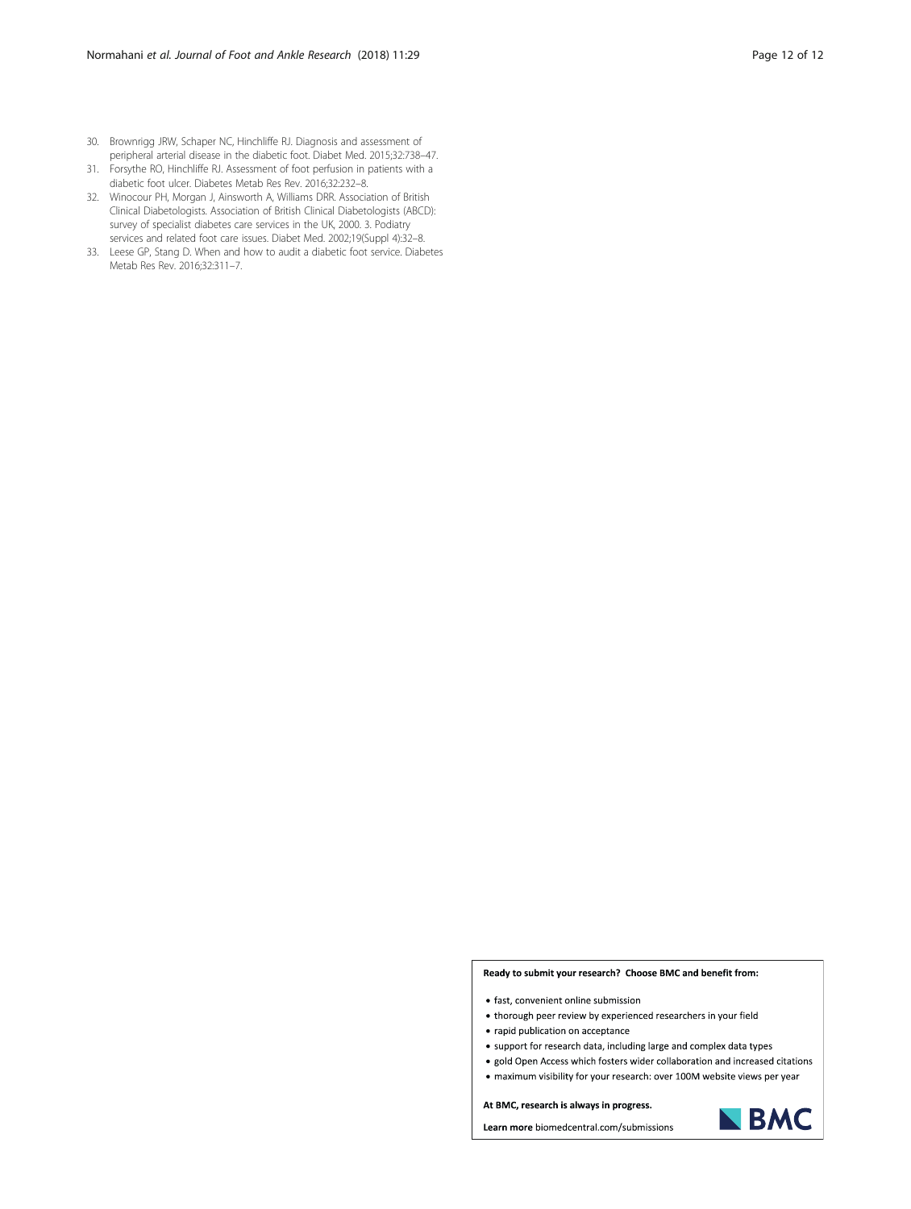30. Brownrigg JRW, Schaper NC, Hinchliffe RJ. Diagnosis and assessment of peripheral arterial disease in the diabetic foot. Diabet Med. 2015;32:738–47.
31. Forsythe RO, Hinchliffe RJ. Assessment of foot perfusion in patients with a diabetic foot ulcer. Diabetes Metab Res Rev. 2016;32:232–8.
32. Winocour PH, Morgan J, Ainsworth A, Williams DRR. Association of British Clinical Diabetologists. Association of British Clinical Diabetologists (ABCD): survey of specialist diabetes care services in the UK, 2000. 3. Podiatry services and related foot care issues. Diabet Med. 2002;19(Suppl 4):32–8.
33. Leese GP, Stang D. When and how to audit a diabetic foot service. Diabetes Metab Res Rev. 2016;32:311–7.

**Ready to submit your research? Choose BMC and benefit from:**

- fast, convenient online submission
- thorough peer review by experienced researchers in your field
- rapid publication on acceptance
- support for research data, including large and complex data types
- gold Open Access which fosters wider collaboration and increased citations
- maximum visibility for your research: over 100M website views per year

**At BMC, research is always in progress.**

**Learn more** biomedcentral.com/submissions

BMC